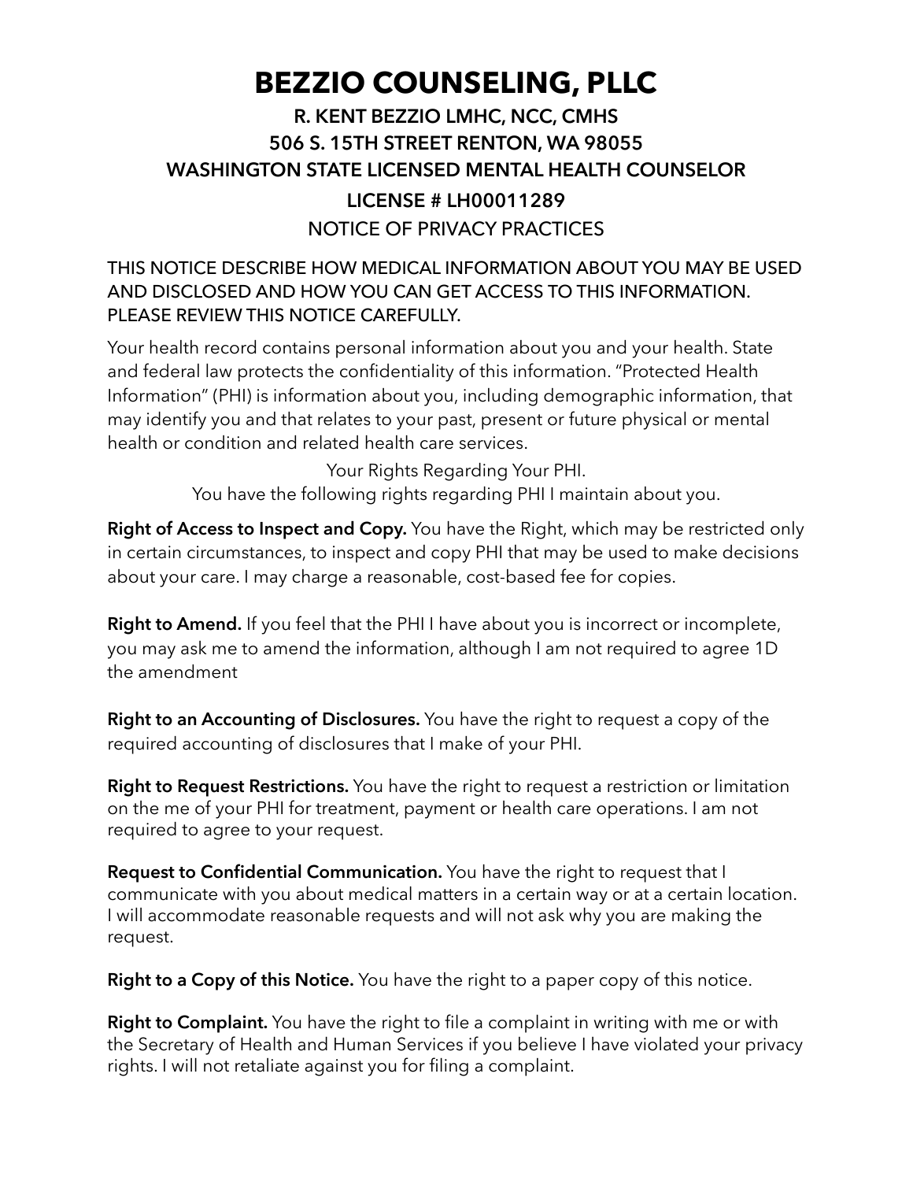# BEZZIO COUNSELING, PLLC

## R. KENT BEZZIO LMHC, NCC, CMHS
## 506 S. 15TH STREET RENTON, WA 98055
## WASHINGTON STATE LICENSED MENTAL HEALTH COUNSELOR
## LICENSE # LH00011289

NOTICE OF PRIVACY PRACTICES

THIS NOTICE DESCRIBE HOW MEDICAL INFORMATION ABOUT YOU MAY BE USED AND DISCLOSED AND HOW YOU CAN GET ACCESS TO THIS INFORMATION. PLEASE REVIEW THIS NOTICE CAREFULLY.

Your health record contains personal information about you and your health. State and federal law protects the confidentiality of this information. "Protected Health Information" (PHI) is information about you, including demographic information, that may identify you and that relates to your past, present or future physical or mental health or condition and related health care services.

Your Rights Regarding Your PHI.
You have the following rights regarding PHI I maintain about you.

**Right of Access to Inspect and Copy.** You have the Right, which may be restricted only in certain circumstances, to inspect and copy PHI that may be used to make decisions about your care. I may charge a reasonable, cost-based fee for copies.

**Right to Amend.** If you feel that the PHI I have about you is incorrect or incomplete, you may ask me to amend the information, although I am not required to agree 1D the amendment

**Right to an Accounting of Disclosures.** You have the right to request a copy of the required accounting of disclosures that I make of your PHI.

**Right to Request Restrictions.** You have the right to request a restriction or limitation on the me of your PHI for treatment, payment or health care operations. I am not required to agree to your request.

**Request to Confidential Communication.** You have the right to request that I communicate with you about medical matters in a certain way or at a certain location. I will accommodate reasonable requests and will not ask why you are making the request.

**Right to a Copy of this Notice.** You have the right to a paper copy of this notice.

**Right to Complaint.** You have the right to file a complaint in writing with me or with the Secretary of Health and Human Services if you believe I have violated your privacy rights. I will not retaliate against you for filing a complaint.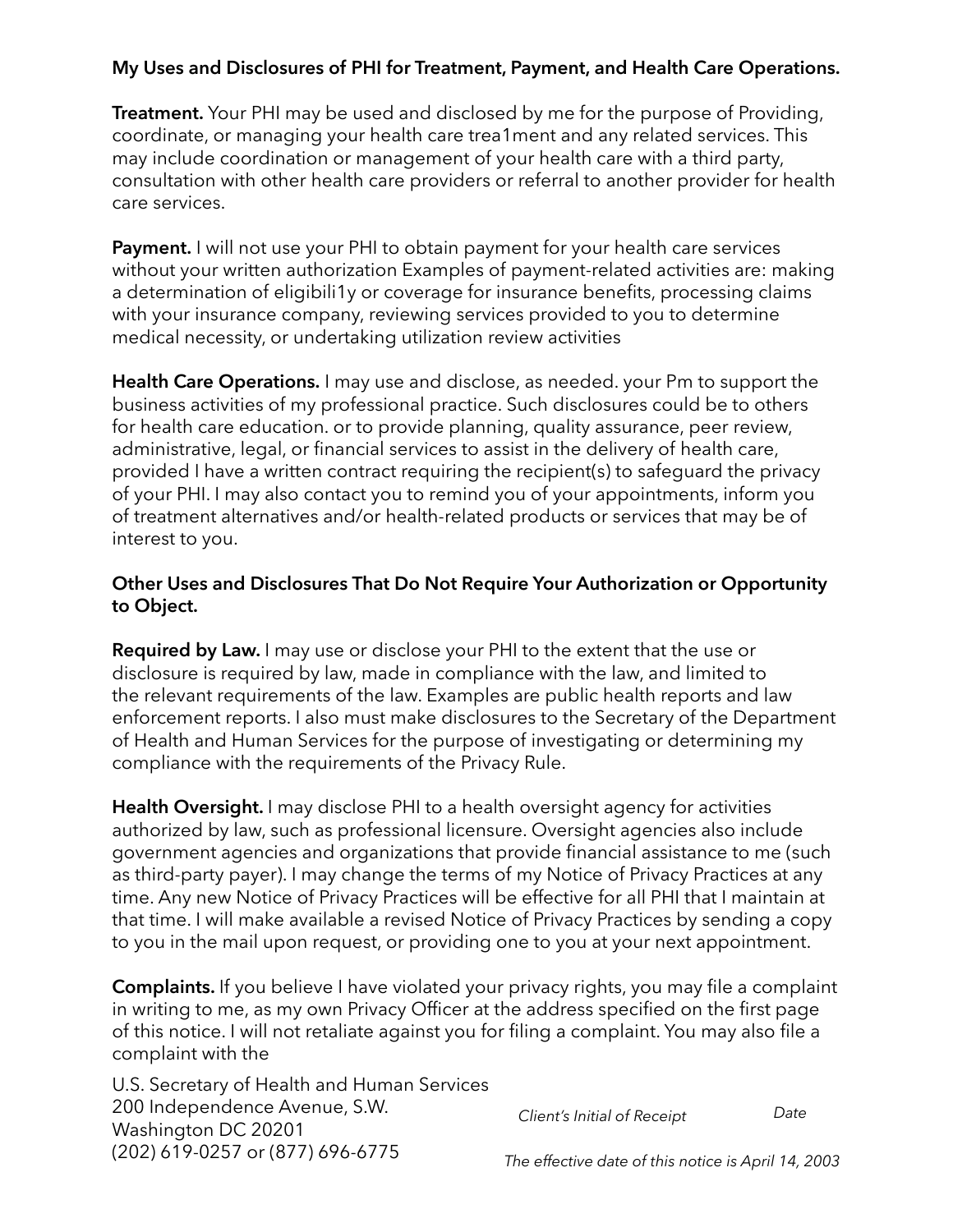**My Uses and Disclosures of PHI for Treatment, Payment, and Health Care Operations.**

**Treatment.** Your PHI may be used and disclosed by me for the purpose of Providing, coordinate, or managing your health care trea1ment and any related services. This may include coordination or management of your health care with a third party, consultation with other health care providers or referral to another provider for health care services.

**Payment.** I will not use your PHI to obtain payment for your health care services without your written authorization Examples of payment-related activities are: making a determination of eligibili1y or coverage for insurance benefits, processing claims with your insurance company, reviewing services provided to you to determine medical necessity, or undertaking utilization review activities

**Health Care Operations.** I may use and disclose, as needed. your Pm to support the business activities of my professional practice. Such disclosures could be to others for health care education. or to provide planning, quality assurance, peer review, administrative, legal, or financial services to assist in the delivery of health care, provided I have a written contract requiring the recipient(s) to safeguard the privacy of your PHI. I may also contact you to remind you of your appointments, inform you of treatment alternatives and/or health-related products or services that may be of interest to you.

**Other Uses and Disclosures That Do Not Require Your Authorization or Opportunity to Object.**

**Required by Law.** I may use or disclose your PHI to the extent that the use or disclosure is required by law, made in compliance with the law, and limited to the relevant requirements of the law. Examples are public health reports and law enforcement reports. I also must make disclosures to the Secretary of the Department of Health and Human Services for the purpose of investigating or determining my compliance with the requirements of the Privacy Rule.

**Health Oversight.** I may disclose PHI to a health oversight agency for activities authorized by law, such as professional licensure. Oversight agencies also include government agencies and organizations that provide financial assistance to me (such as third-party payer). I may change the terms of my Notice of Privacy Practices at any time. Any new Notice of Privacy Practices will be effective for all PHI that I maintain at that time. I will make available a revised Notice of Privacy Practices by sending a copy to you in the mail upon request, or providing one to you at your next appointment.

**Complaints.** If you believe I have violated your privacy rights, you may file a complaint in writing to me, as my own Privacy Officer at the address specified on the first page of this notice. I will not retaliate against you for filing a complaint. You may also file a complaint with the

U.S. Secretary of Health and Human Services
200 Independence Avenue, S.W.
Washington DC 20201
(202) 619-0257 or (877) 696-6775

*Client's Initial of Receipt* *Date*

*The effective date of this notice is April 14, 2003*